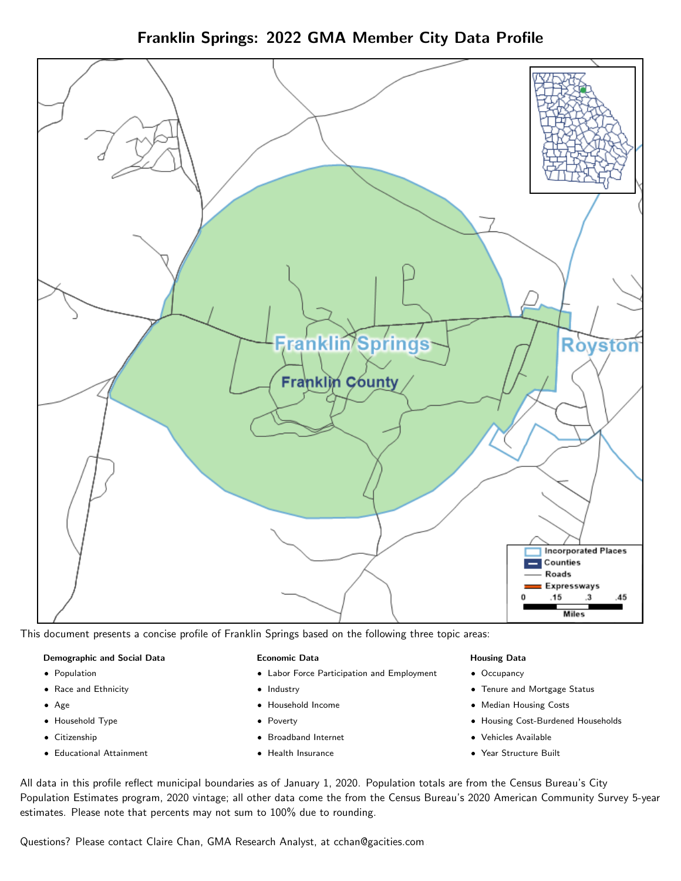# Franklin Springs: 2022 GMA Member City Data Profile

This document presents a concise profile of Franklin Springs based on the following three topic areas:

**Demographic and Social Data**

- Population
- Race and Ethnicity
- Age
- Household Type
- Citizenship
- Educational Attainment

**Economic Data**

- Labor Force Participation and Employment
- Industry
- Household Income
- Poverty
- Broadband Internet
- Health Insurance

**Housing Data**

- Occupancy
- Tenure and Mortgage Status
- Median Housing Costs
- Housing Cost-Burdened Households
- Vehicles Available
- Year Structure Built

All data in this profile reflect municipal boundaries as of January 1, 2020. Population totals are from the Census Bureau's City Population Estimates program, 2020 vintage; all other data come the from the Census Bureau's 2020 American Community Survey 5-year estimates. Please note that percents may not sum to 100% due to rounding.

Questions? Please contact Claire Chan, GMA Research Analyst, at cchan@gacities.com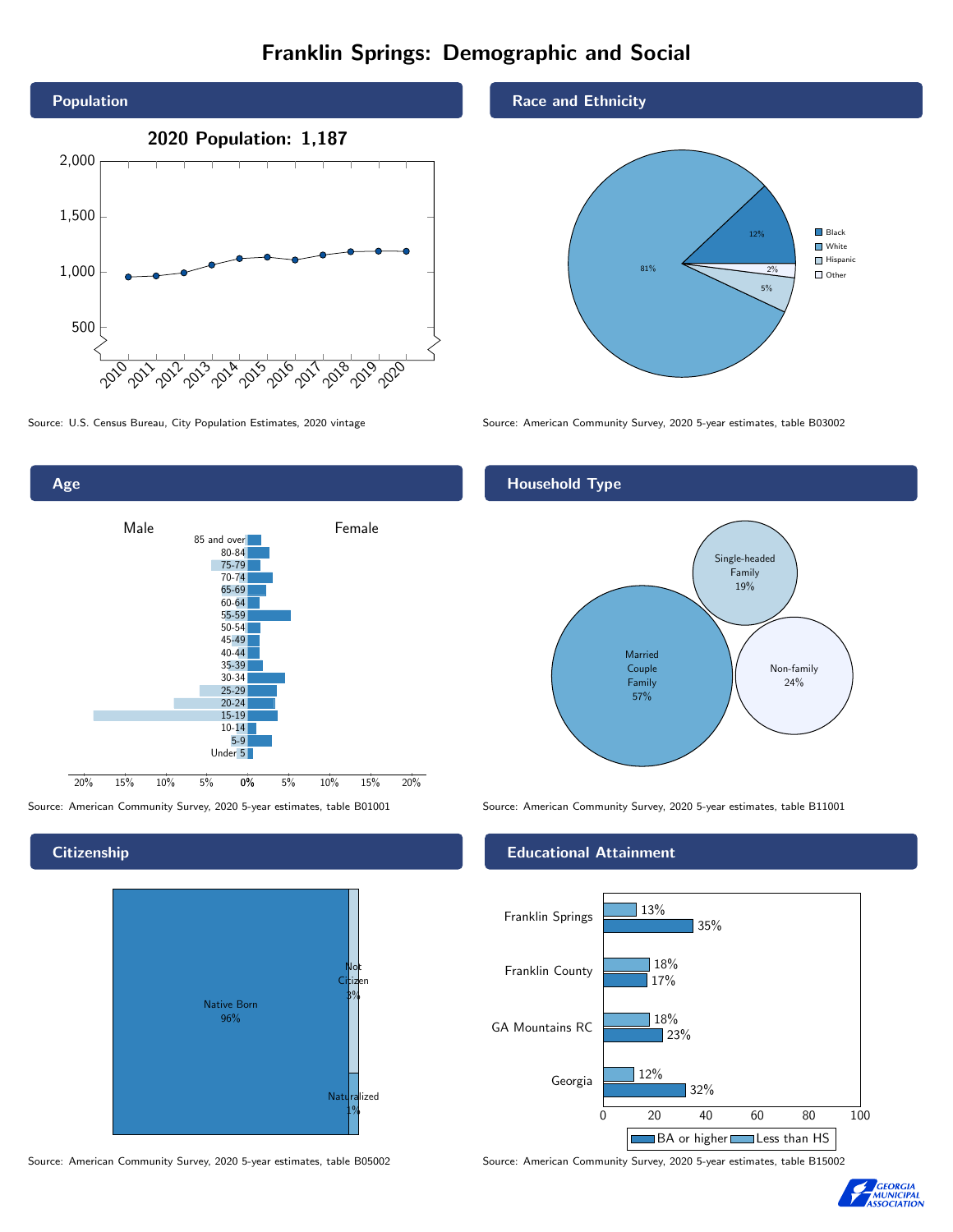# Franklin Springs: Demographic and Social

## Population

**2020 Population: 1,187**

Source: U.S. Census Bureau, City Population Estimates, 2020 vintage

## Race and Ethnicity

| Race/Ethnicity | Percent |
| --- | --- |
| Black | 12% |
| White | 81% |
| Hispanic | 5% |
| Other | 2% |

Source: American Community Survey, 2020 5-year estimates, table B03002

## Age

Source: American Community Survey, 2020 5-year estimates, table B01001

## Household Type

| Household Type | Percent |
| --- | --- |
| Married Couple Family | 57% |
| Single-headed Family | 19% |
| Non-family | 24% |

Source: American Community Survey, 2020 5-year estimates, table B11001

## Citizenship

| Citizenship | Percent |
| --- | --- |
| Native Born | 96% |
| Not Citizen | 3% |
| Naturalized | 1% |

Source: American Community Survey, 2020 5-year estimates, table B05002

## Educational Attainment

| Area | Less than HS | BA or higher |
| --- | --- | --- |
| Franklin Springs | 13% | 35% |
| Franklin County | 18% | 17% |
| GA Mountains RC | 18% | 23% |
| Georgia | 12% | 32% |

Source: American Community Survey, 2020 5-year estimates, table B15002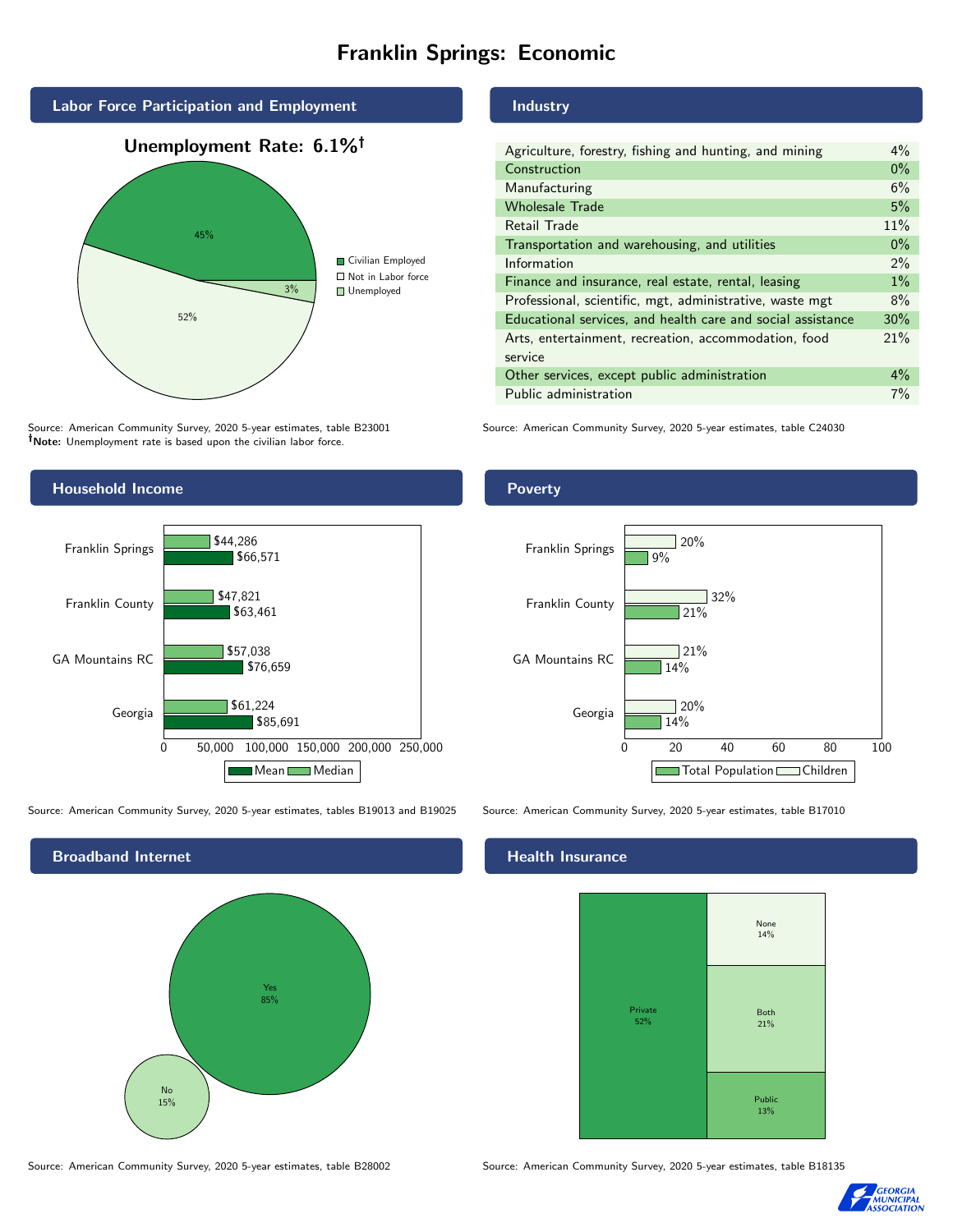# Franklin Springs: Economic

## Labor Force Participation and Employment

**Unemployment Rate: 6.1%†**

| Category | Percent |
|---|---|
| Civilian Employed | 45% |
| Not in Labor force | 52% |
| Unemployed | 3% |

Source: American Community Survey, 2020 5-year estimates, table B23001
**†Note:** Unemployment rate is based upon the civilian labor force.

## Industry

| Industry | Percent |
|---|---|
| Agriculture, forestry, fishing and hunting, and mining | 4% |
| Construction | 0% |
| Manufacturing | 6% |
| Wholesale Trade | 5% |
| Retail Trade | 11% |
| Transportation and warehousing, and utilities | 0% |
| Information | 2% |
| Finance and insurance, real estate, rental, leasing | 1% |
| Professional, scientific, mgt, administrative, waste mgt | 8% |
| Educational services, and health care and social assistance | 30% |
| Arts, entertainment, recreation, accommodation, food service | 21% |
| Other services, except public administration | 4% |
| Public administration | 7% |

Source: American Community Survey, 2020 5-year estimates, table C24030

## Household Income

| | Median | Mean |
|---|---|---|
| Franklin Springs | $44,286 | $66,571 |
| Franklin County | $47,821 | $63,461 |
| GA Mountains RC | $57,038 | $76,659 |
| Georgia | $61,224 | $85,691 |

Source: American Community Survey, 2020 5-year estimates, tables B19013 and B19025

## Poverty

| | Children | Total Population |
|---|---|---|
| Franklin Springs | 20% | 9% |
| Franklin County | 32% | 21% |
| GA Mountains RC | 21% | 14% |
| Georgia | 20% | 14% |

Source: American Community Survey, 2020 5-year estimates, table B17010

## Broadband Internet

| Response | Percent |
|---|---|
| Yes | 85% |
| No | 15% |

Source: American Community Survey, 2020 5-year estimates, table B28002

## Health Insurance

| Type | Percent |
|---|---|
| Private | 52% |
| None | 14% |
| Both | 21% |
| Public | 13% |

Source: American Community Survey, 2020 5-year estimates, table B18135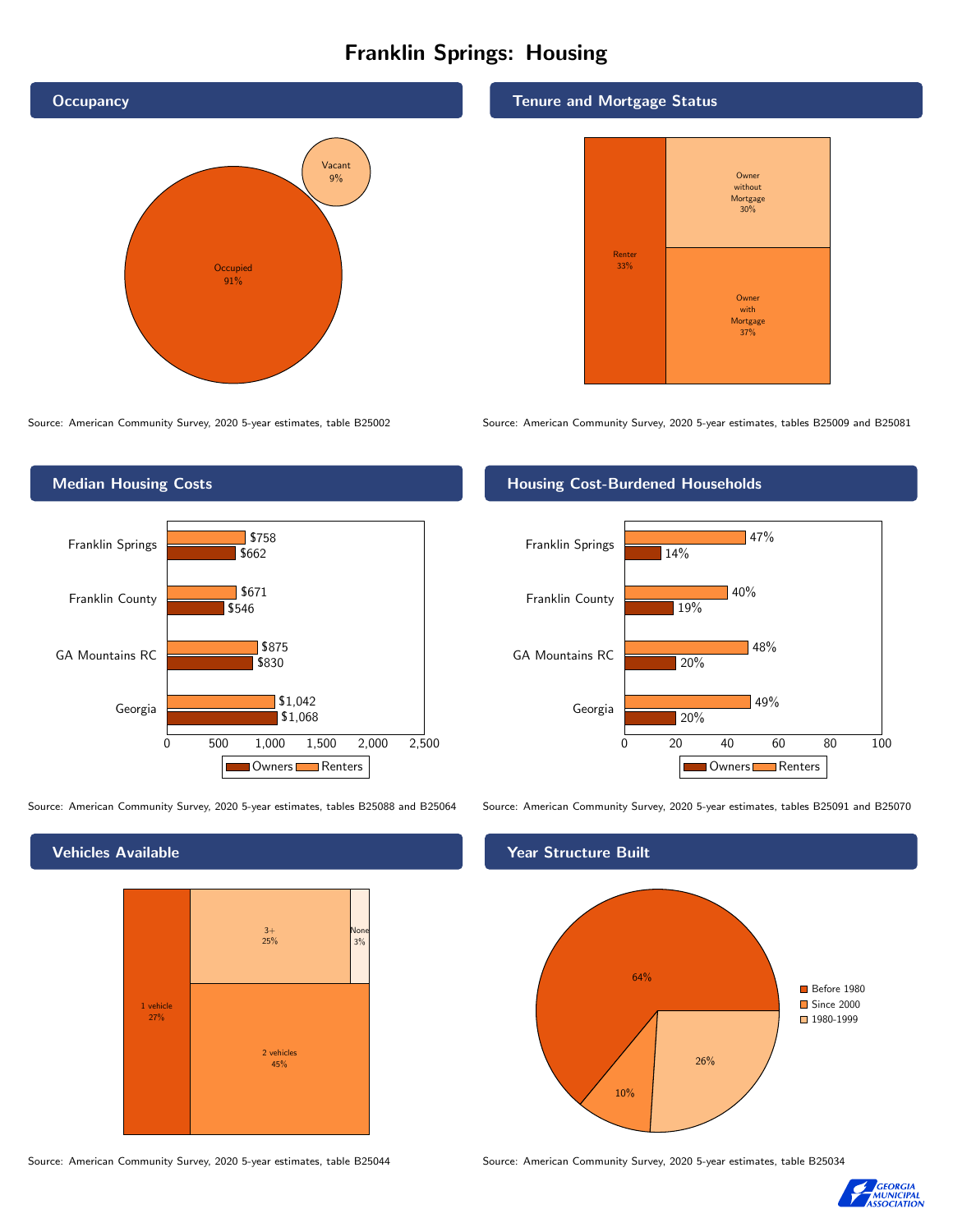# Franklin Springs: Housing

## Occupancy

Vacant
9%

Occupied
91%

Source: American Community Survey, 2020 5-year estimates, table B25002

## Tenure and Mortgage Status

Renter
33%

Owner
without
Mortgage
30%

Owner
with
Mortgage
37%

Source: American Community Survey, 2020 5-year estimates, tables B25009 and B25081

## Median Housing Costs

Franklin Springs
$758
$662

Franklin County
$671
$546

GA Mountains RC
$875
$830

Georgia
$1,042
$1,068

0 500 1,000 1,500 2,000 2,500

Owners Renters

Source: American Community Survey, 2020 5-year estimates, tables B25088 and B25064

## Housing Cost-Burdened Households

Franklin Springs
47%
14%

Franklin County
40%
19%

GA Mountains RC
48%
20%

Georgia
49%
20%

0 20 40 60 80 100

Owners Renters

Source: American Community Survey, 2020 5-year estimates, tables B25091 and B25070

## Vehicles Available

1 vehicle
27%

3+
25%

None
3%

2 vehicles
45%

Source: American Community Survey, 2020 5-year estimates, table B25044

## Year Structure Built

64%
10%
26%

Before 1980
Since 2000
1980-1999

Source: American Community Survey, 2020 5-year estimates, table B25034